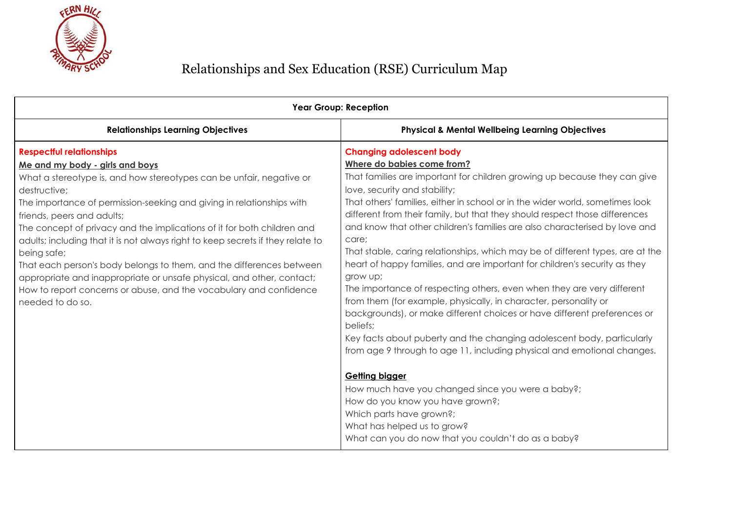FERN HILL PRIMARY SCHOOL

# Relationships and Sex Education (RSE) Curriculum Map

| Year Group: Reception | |
|---|---|
| **Relationships Learning Objectives** | **Physical & Mental Wellbeing Learning Objectives** |
| **Respectful relationships**<br>**Me and my body - girls and boys**<br>What a stereotype is, and how stereotypes can be unfair, negative or destructive;<br>The importance of permission-seeking and giving in relationships with friends, peers and adults;<br>The concept of privacy and the implications of it for both children and adults; including that it is not always right to keep secrets if they relate to being safe;<br>That each person's body belongs to them, and the differences between appropriate and inappropriate or unsafe physical, and other, contact;<br>How to report concerns or abuse, and the vocabulary and confidence needed to do so. | **Changing adolescent body**<br>**Where do babies come from?**<br>That families are important for children growing up because they can give love, security and stability;<br>That others' families, either in school or in the wider world, sometimes look different from their family, but that they should respect those differences and know that other children's families are also characterised by love and care;<br>That stable, caring relationships, which may be of different types, are at the heart of happy families, and are important for children's security as they grow up;<br>The importance of respecting others, even when they are very different from them (for example, physically, in character, personality or backgrounds), or make different choices or have different preferences or beliefs;<br>Key facts about puberty and the changing adolescent body, particularly from age 9 through to age 11, including physical and emotional changes.<br><br>**Getting bigger**<br>How much have you changed since you were a baby?;<br>How do you know you have grown?;<br>Which parts have grown?;<br>What has helped us to grow?<br>What can you do now that you couldn't do as a baby? |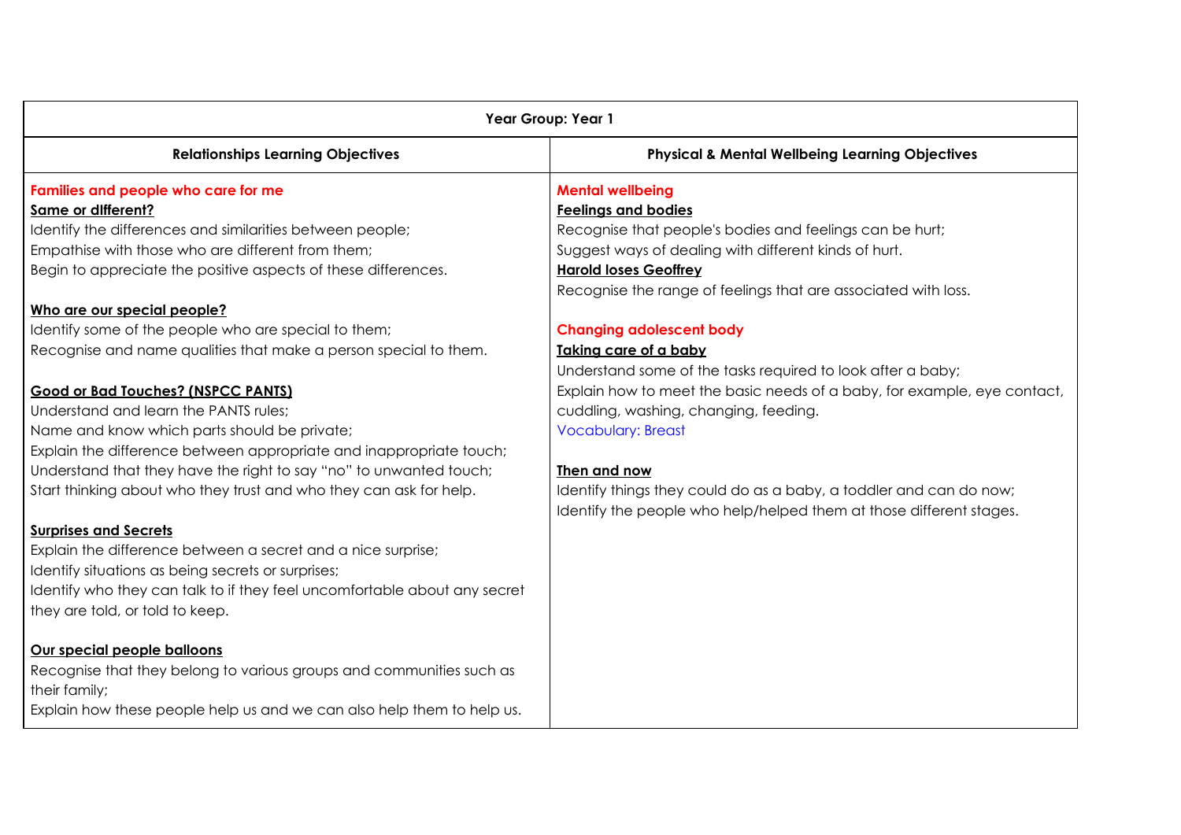| Year Group: Year 1 | |
|---|---|
| **Relationships Learning Objectives** | **Physical & Mental Wellbeing Learning Objectives** |
| **Families and people who care for me**<br>**<u>Same or dIfferent?</u>**<br>Identify the differences and similarities between people;<br>Empathise with those who are different from them;<br>Begin to appreciate the positive aspects of these differences.<br><br>**<u>Who are our special people?</u>**<br>Identify some of the people who are special to them;<br>Recognise and name qualities that make a person special to them.<br><br>**<u>Good or Bad Touches? (NSPCC PANTS)</u>**<br>Understand and learn the PANTS rules;<br>Name and know which parts should be private;<br>Explain the difference between appropriate and inappropriate touch;<br>Understand that they have the right to say "no" to unwanted touch;<br>Start thinking about who they trust and who they can ask for help.<br><br>**<u>Surprises and Secrets</u>**<br>Explain the difference between a secret and a nice surprise;<br>Identify situations as being secrets or surprises;<br>Identify who they can talk to if they feel uncomfortable about any secret they are told, or told to keep.<br><br>**<u>Our special people balloons</u>**<br>Recognise that they belong to various groups and communities such as their family;<br>Explain how these people help us and we can also help them to help us. | **Mental wellbeing**<br>**<u>Feelings and bodies</u>**<br>Recognise that people's bodies and feelings can be hurt;<br>Suggest ways of dealing with different kinds of hurt.<br>**<u>Harold loses Geoffrey</u>**<br>Recognise the range of feelings that are associated with loss.<br><br>**Changing adolescent body**<br>**<u>Taking care of a baby</u>**<br>Understand some of the tasks required to look after a baby;<br>Explain how to meet the basic needs of a baby, for example, eye contact, cuddling, washing, changing, feeding.<br>Vocabulary: Breast<br><br>**<u>Then and now</u>**<br>Identify things they could do as a baby, a toddler and can do now;<br>Identify the people who help/helped them at those different stages. |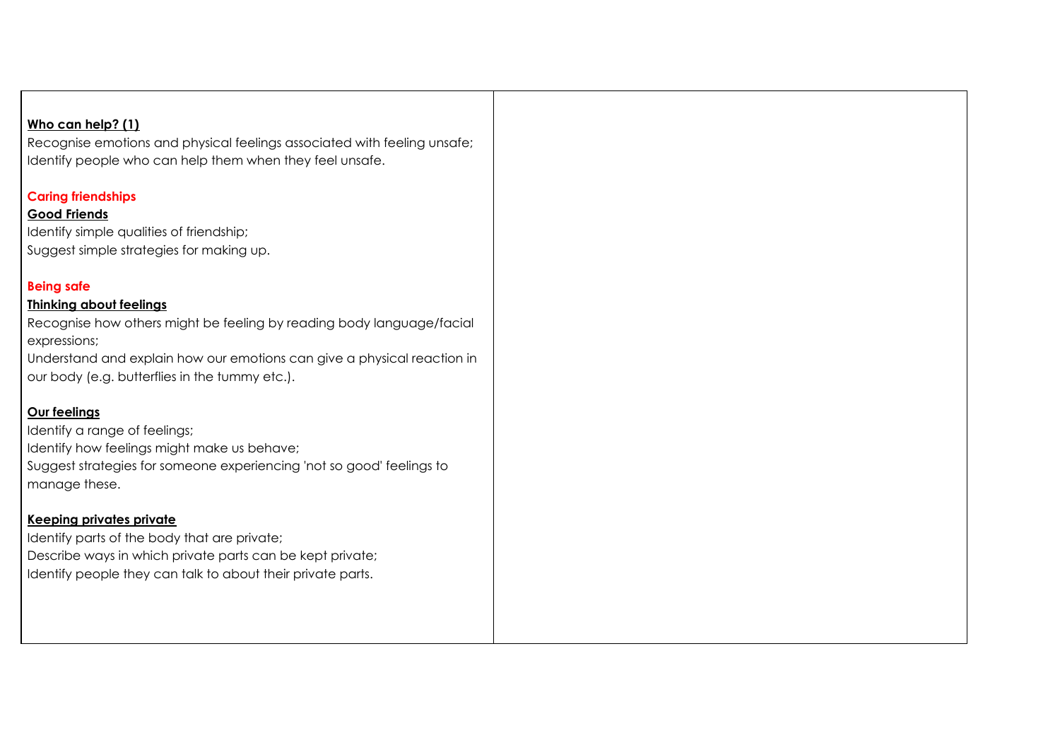| | |
|---|---|
| **Who can help? (1)**<br>Recognise emotions and physical feelings associated with feeling unsafe;<br>Identify people who can help them when they feel unsafe.<br><br>**Caring friendships**<br>**Good Friends**<br>Identify simple qualities of friendship;<br>Suggest simple strategies for making up.<br><br>**Being safe**<br>**Thinking about feelings**<br>Recognise how others might be feeling by reading body language/facial expressions;<br>Understand and explain how our emotions can give a physical reaction in our body (e.g. butterflies in the tummy etc.).<br><br>**Our feelings**<br>Identify a range of feelings;<br>Identify how feelings might make us behave;<br>Suggest strategies for someone experiencing 'not so good' feelings to manage these.<br><br>**Keeping privates private**<br>Identify parts of the body that are private;<br>Describe ways in which private parts can be kept private;<br>Identify people they can talk to about their private parts. | |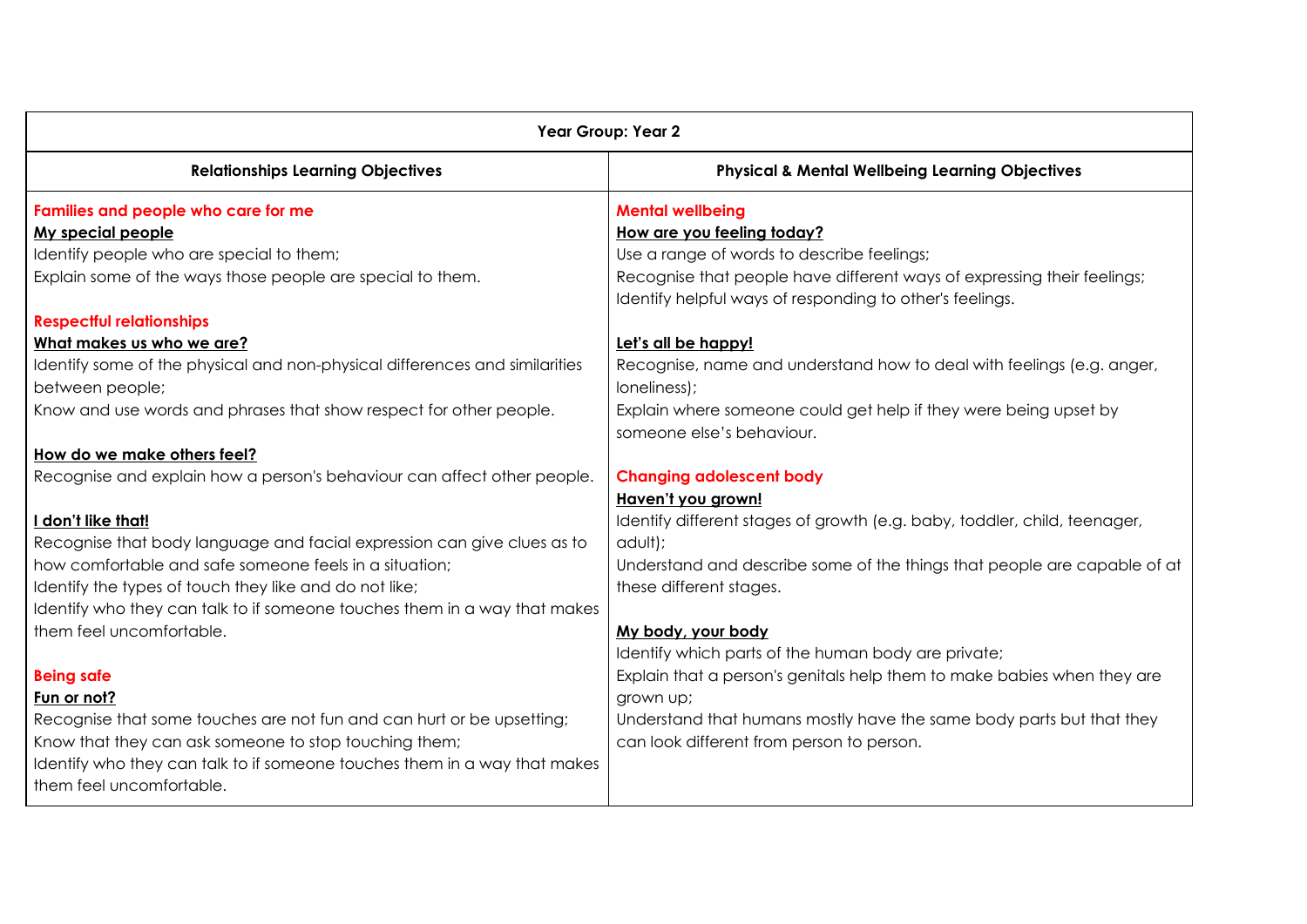| Year Group: Year 2 | |
|---|---|
| **Relationships Learning Objectives** | **Physical & Mental Wellbeing Learning Objectives** |
| **Families and people who care for me**<br>**My special people**<br>Identify people who are special to them;<br>Explain some of the ways those people are special to them.<br><br>**Respectful relationships**<br>**What makes us who we are?**<br>Identify some of the physical and non-physical differences and similarities between people;<br>Know and use words and phrases that show respect for other people.<br><br>**How do we make others feel?**<br>Recognise and explain how a person's behaviour can affect other people.<br><br>**I don't like that!**<br>Recognise that body language and facial expression can give clues as to how comfortable and safe someone feels in a situation;<br>Identify the types of touch they like and do not like;<br>Identify who they can talk to if someone touches them in a way that makes them feel uncomfortable.<br><br>**Being safe**<br>**Fun or not?**<br>Recognise that some touches are not fun and can hurt or be upsetting;<br>Know that they can ask someone to stop touching them;<br>Identify who they can talk to if someone touches them in a way that makes them feel uncomfortable. | **Mental wellbeing**<br>**How are you feeling today?**<br>Use a range of words to describe feelings;<br>Recognise that people have different ways of expressing their feelings;<br>Identify helpful ways of responding to other's feelings.<br><br>**Let's all be happy!**<br>Recognise, name and understand how to deal with feelings (e.g. anger, loneliness);<br>Explain where someone could get help if they were being upset by someone else's behaviour.<br><br>**Changing adolescent body**<br>**Haven't you grown!**<br>Identify different stages of growth (e.g. baby, toddler, child, teenager, adult);<br>Understand and describe some of the things that people are capable of at these different stages.<br><br>**My body, your body**<br>Identify which parts of the human body are private;<br>Explain that a person's genitals help them to make babies when they are grown up;<br>Understand that humans mostly have the same body parts but that they can look different from person to person. |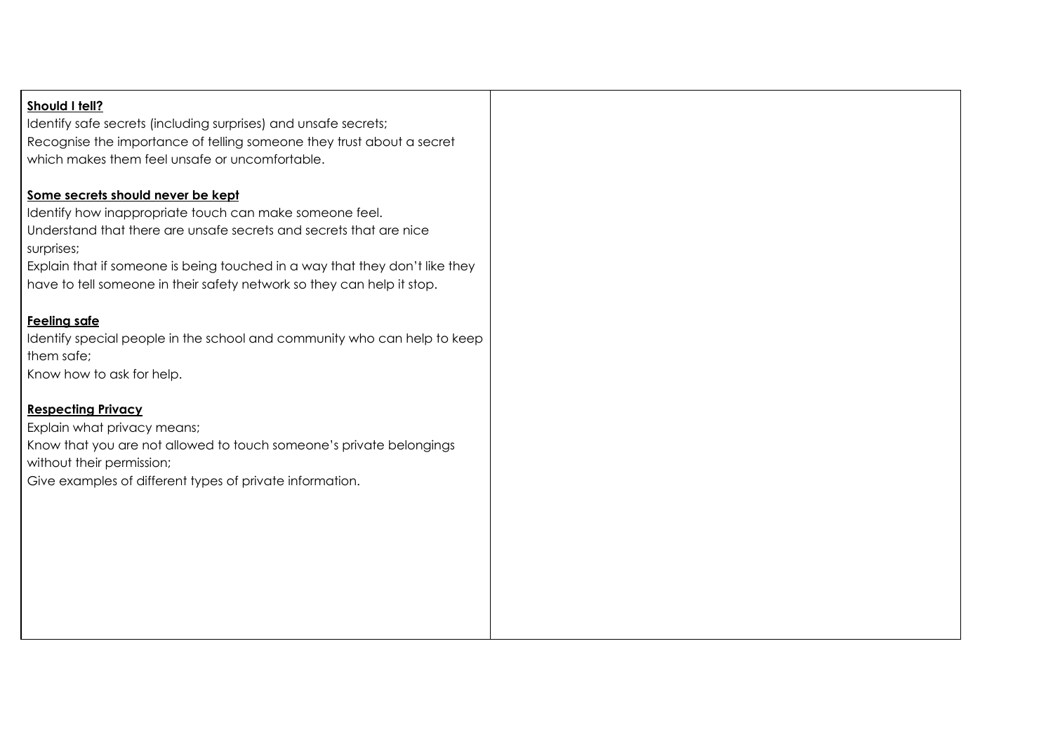| | |
|---|---|
| **Should I tell?**<br>Identify safe secrets (including surprises) and unsafe secrets;<br>Recognise the importance of telling someone they trust about a secret which makes them feel unsafe or uncomfortable.<br><br>**Some secrets should never be kept**<br>Identify how inappropriate touch can make someone feel.<br>Understand that there are unsafe secrets and secrets that are nice surprises;<br>Explain that if someone is being touched in a way that they don't like they have to tell someone in their safety network so they can help it stop.<br><br>**Feeling safe**<br>Identify special people in the school and community who can help to keep them safe;<br>Know how to ask for help.<br><br>**Respecting Privacy**<br>Explain what privacy means;<br>Know that you are not allowed to touch someone's private belongings without their permission;<br>Give examples of different types of private information. | |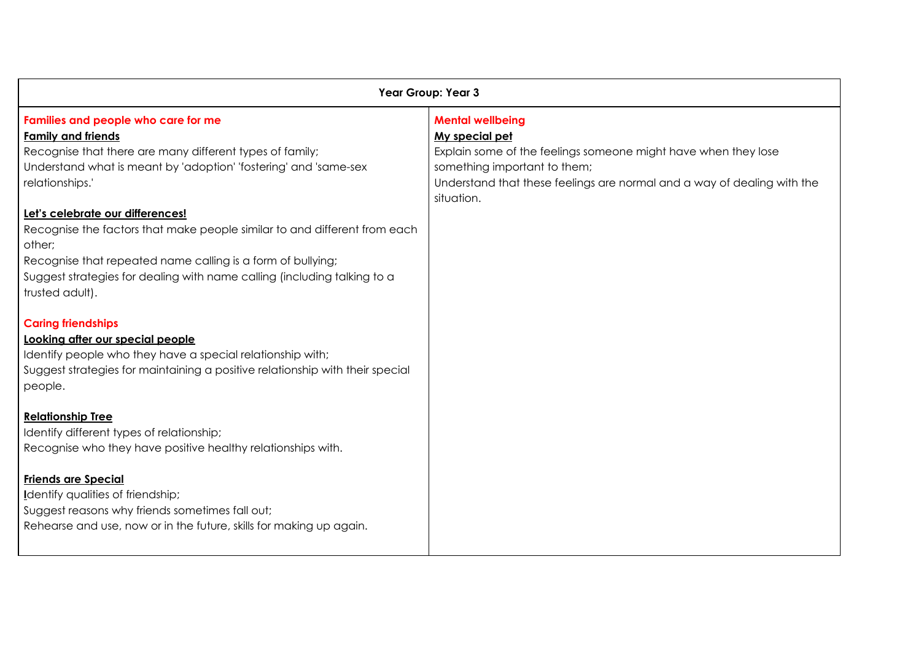| Year Group: Year 3 | |
|---|---|
| **Families and people who care for me**<br>**Family and friends**<br>Recognise that there are many different types of family;<br>Understand what is meant by 'adoption' 'fostering' and 'same-sex relationships.'<br><br>**Let's celebrate our differences!**<br>Recognise the factors that make people similar to and different from each other;<br>Recognise that repeated name calling is a form of bullying;<br>Suggest strategies for dealing with name calling (including talking to a trusted adult).<br><br>**Caring friendships**<br>**Looking after our special people**<br>Identify people who they have a special relationship with;<br>Suggest strategies for maintaining a positive relationship with their special people.<br><br>**Relationship Tree**<br>Identify different types of relationship;<br>Recognise who they have positive healthy relationships with.<br><br>**Friends are Special**<br>Identify qualities of friendship;<br>Suggest reasons why friends sometimes fall out;<br>Rehearse and use, now or in the future, skills for making up again. | **Mental wellbeing**<br>**My special pet**<br>Explain some of the feelings someone might have when they lose something important to them;<br>Understand that these feelings are normal and a way of dealing with the situation. |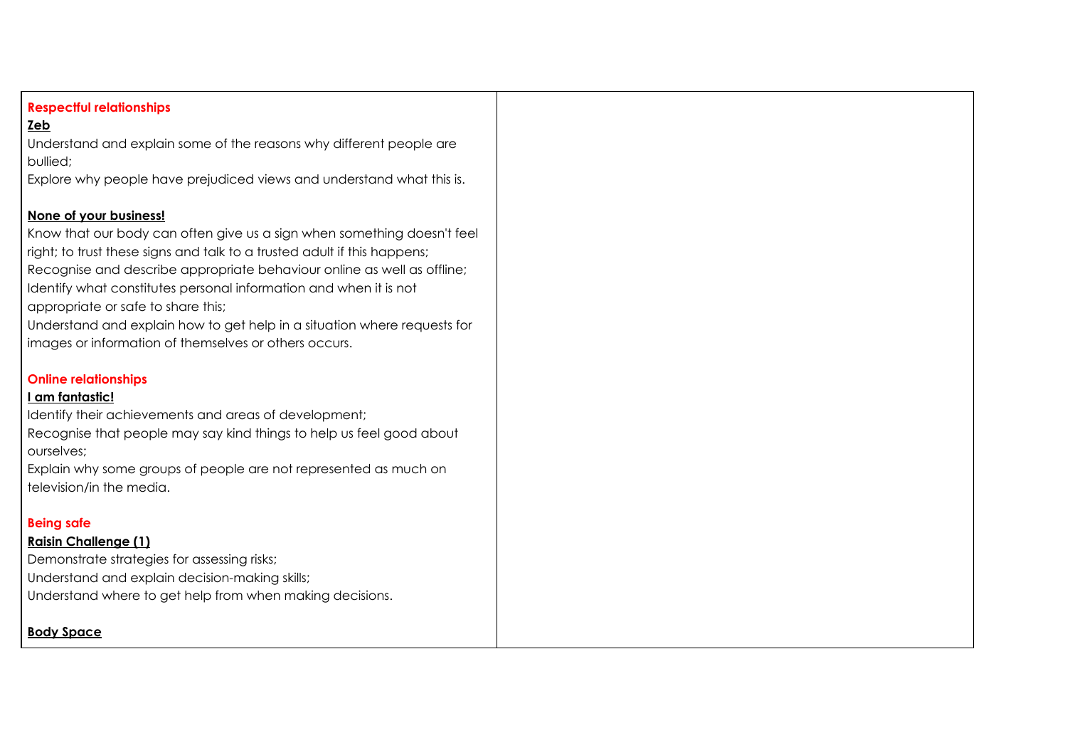| | |
|---|---|
| **Respectful relationships**<br>**Zeb**<br>Understand and explain some of the reasons why different people are bullied;<br>Explore why people have prejudiced views and understand what this is.<br><br>**None of your business!**<br>Know that our body can often give us a sign when something doesn't feel right; to trust these signs and talk to a trusted adult if this happens;<br>Recognise and describe appropriate behaviour online as well as offline;<br>Identify what constitutes personal information and when it is not appropriate or safe to share this;<br>Understand and explain how to get help in a situation where requests for images or information of themselves or others occurs.<br><br>**Online relationships**<br>**I am fantastic!**<br>Identify their achievements and areas of development;<br>Recognise that people may say kind things to help us feel good about ourselves;<br>Explain why some groups of people are not represented as much on television/in the media.<br><br>**Being safe**<br>**Raisin Challenge (1)**<br>Demonstrate strategies for assessing risks;<br>Understand and explain decision-making skills;<br>Understand where to get help from when making decisions.<br><br>**Body Space** | |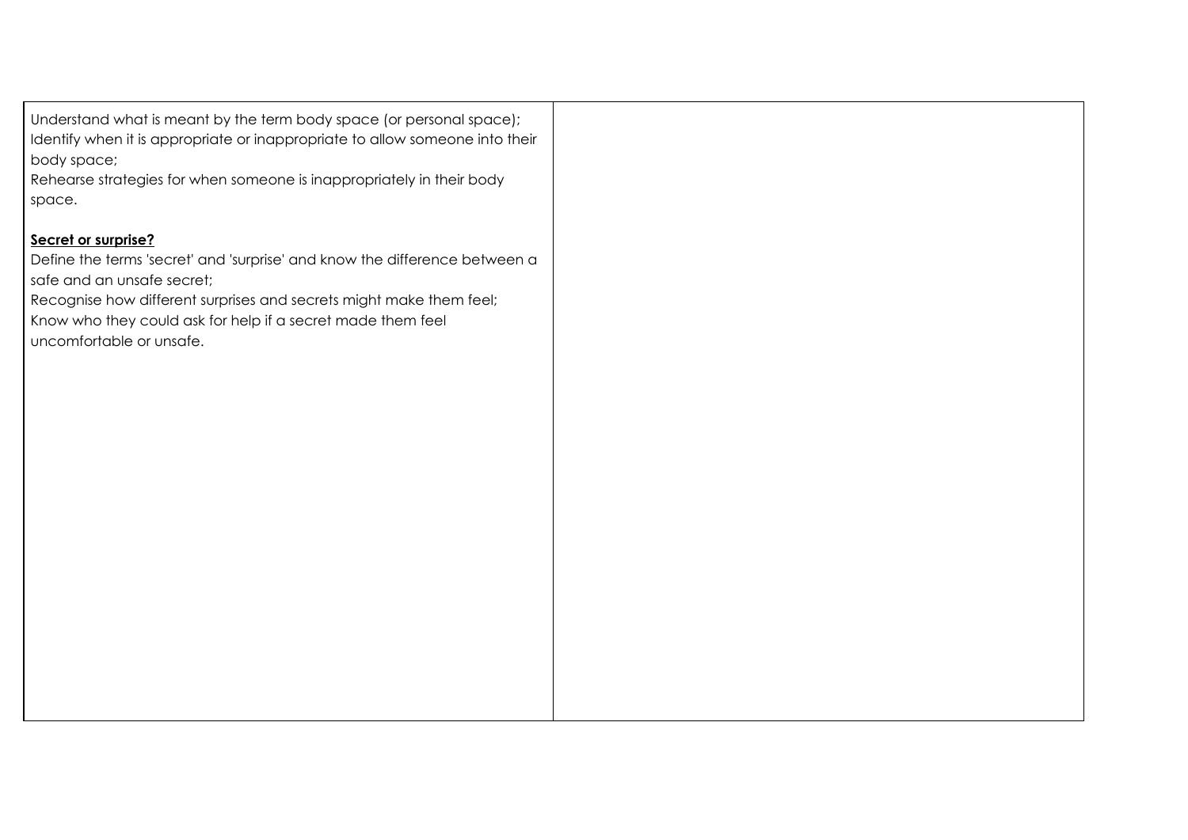| | |
|---|---|
| Understand what is meant by the term body space (or personal space);<br>Identify when it is appropriate or inappropriate to allow someone into their body space;<br>Rehearse strategies for when someone is inappropriately in their body space.<br><br>**Secret or surprise?**<br>Define the terms 'secret' and 'surprise' and know the difference between a safe and an unsafe secret;<br>Recognise how different surprises and secrets might make them feel;<br>Know who they could ask for help if a secret made them feel uncomfortable or unsafe. | |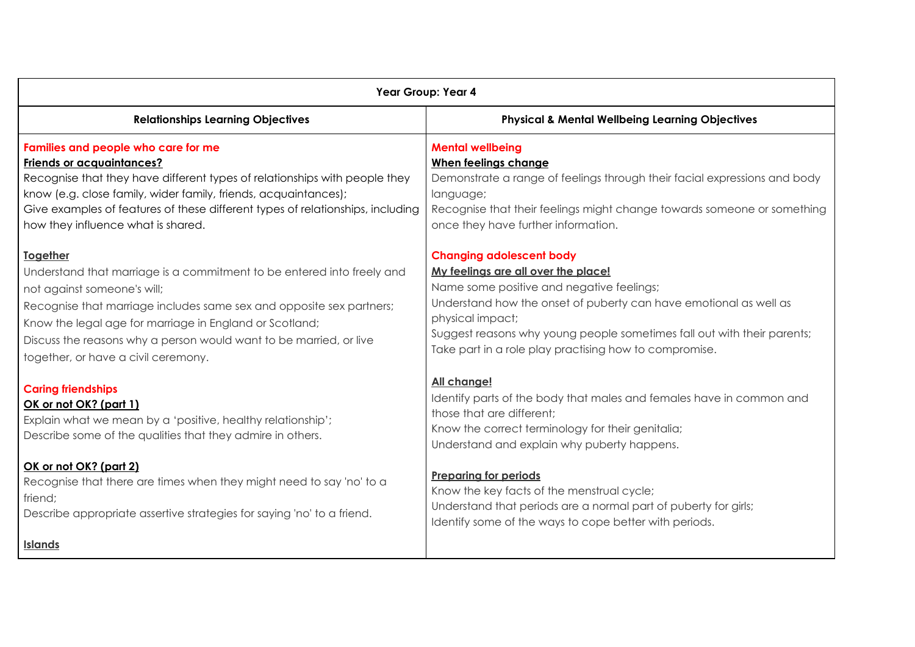| Year Group: Year 4 | |
|---|---|
| **Relationships Learning Objectives** | **Physical & Mental Wellbeing Learning Objectives** |
| **Families and people who care for me**<br>**Friends or acquaintances?**<br>Recognise that they have different types of relationships with people they know (e.g. close family, wider family, friends, acquaintances);<br>Give examples of features of these different types of relationships, including how they influence what is shared.<br><br>**Together**<br>Understand that marriage is a commitment to be entered into freely and not against someone's will;<br>Recognise that marriage includes same sex and opposite sex partners;<br>Know the legal age for marriage in England or Scotland;<br>Discuss the reasons why a person would want to be married, or live together, or have a civil ceremony.<br><br>**Caring friendships**<br>**OK or not OK? (part 1)**<br>Explain what we mean by a 'positive, healthy relationship';<br>Describe some of the qualities that they admire in others.<br><br>**OK or not OK? (part 2)**<br>Recognise that there are times when they might need to say 'no' to a friend;<br>Describe appropriate assertive strategies for saying 'no' to a friend.<br><br>**Islands** | **Mental wellbeing**<br>**When feelings change**<br>Demonstrate a range of feelings through their facial expressions and body language;<br>Recognise that their feelings might change towards someone or something once they have further information.<br><br>**Changing adolescent body**<br>**My feelings are all over the place!**<br>Name some positive and negative feelings;<br>Understand how the onset of puberty can have emotional as well as physical impact;<br>Suggest reasons why young people sometimes fall out with their parents;<br>Take part in a role play practising how to compromise.<br><br>**All change!**<br>Identify parts of the body that males and females have in common and those that are different;<br>Know the correct terminology for their genitalia;<br>Understand and explain why puberty happens.<br><br>**Preparing for periods**<br>Know the key facts of the menstrual cycle;<br>Understand that periods are a normal part of puberty for girls;<br>Identify some of the ways to cope better with periods. |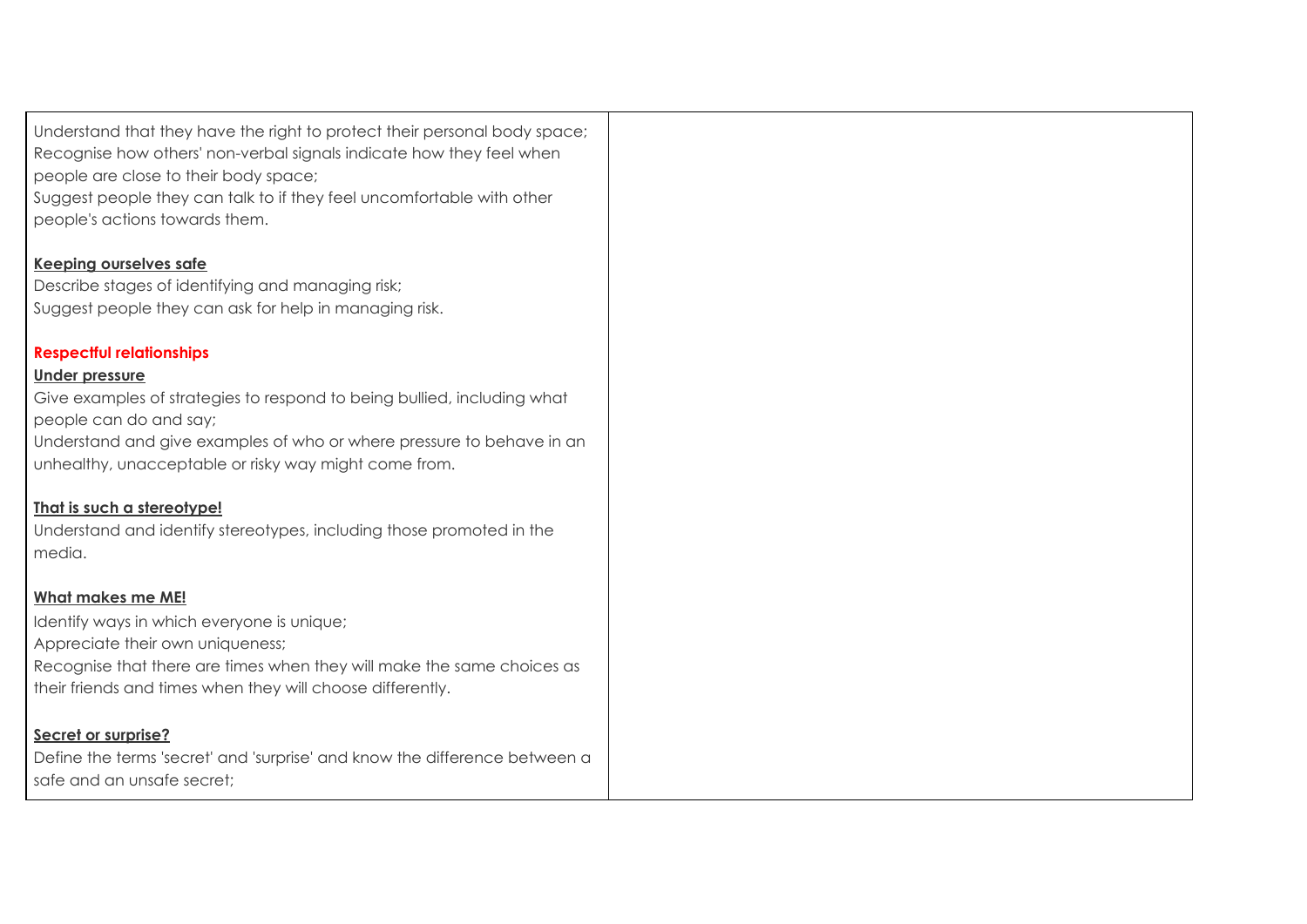| | |
|---|---|
| Understand that they have the right to protect their personal body space;<br>Recognise how others' non-verbal signals indicate how they feel when people are close to their body space;<br>Suggest people they can talk to if they feel uncomfortable with other people's actions towards them.<br><br>**Keeping ourselves safe**<br>Describe stages of identifying and managing risk;<br>Suggest people they can ask for help in managing risk.<br><br>**Respectful relationships**<br>**Under pressure**<br>Give examples of strategies to respond to being bullied, including what people can do and say;<br>Understand and give examples of who or where pressure to behave in an unhealthy, unacceptable or risky way might come from.<br><br>**That is such a stereotype!**<br>Understand and identify stereotypes, including those promoted in the media.<br><br>**What makes me ME!**<br>Identify ways in which everyone is unique;<br>Appreciate their own uniqueness;<br>Recognise that there are times when they will make the same choices as their friends and times when they will choose differently.<br><br>**Secret or surprise?**<br>Define the terms 'secret' and 'surprise' and know the difference between a safe and an unsafe secret; | |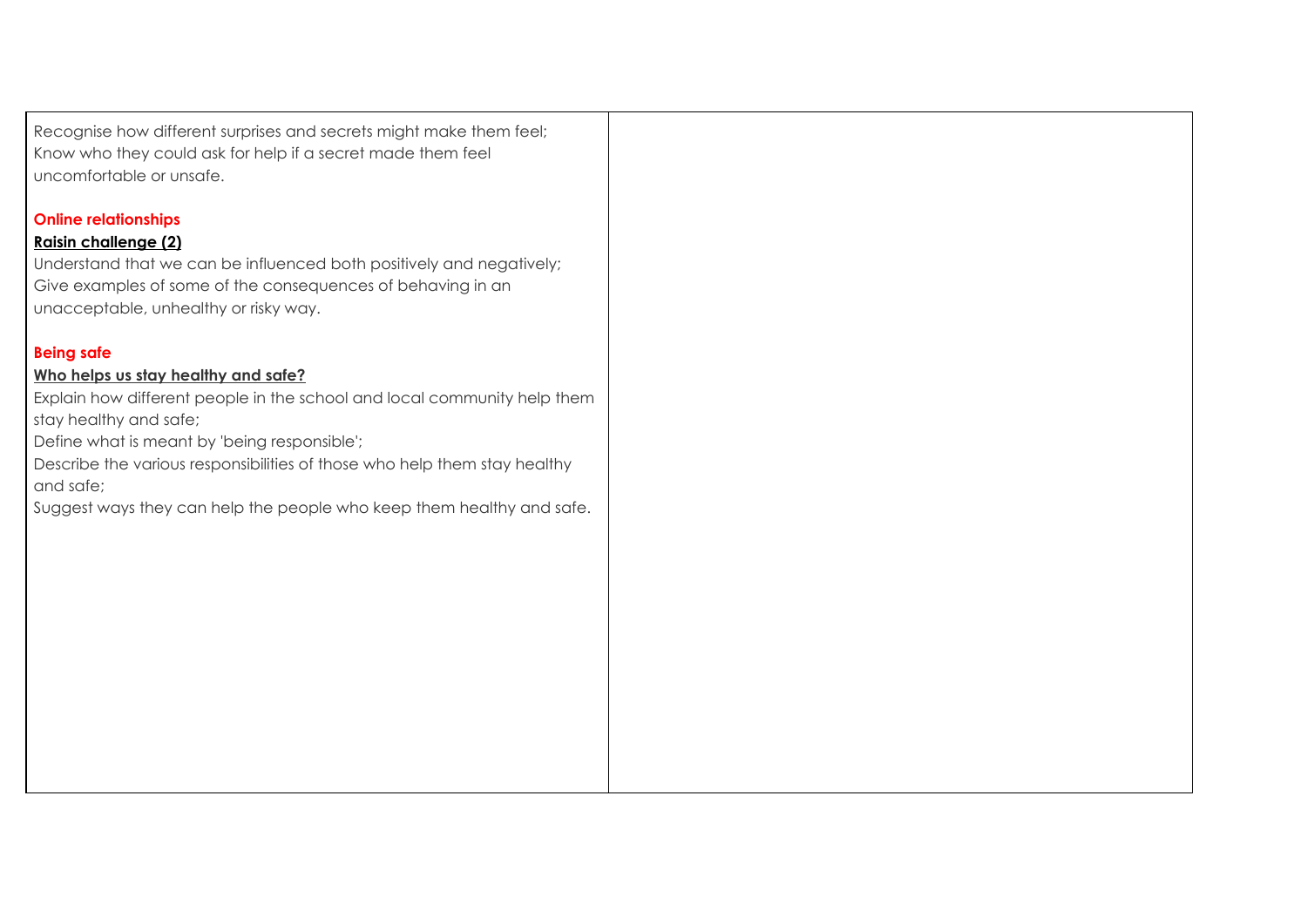| | |
|---|---|
| Recognise how different surprises and secrets might make them feel;<br>Know who they could ask for help if a secret made them feel uncomfortable or unsafe.<br><br>**Online relationships**<br>**Raisin challenge (2)**<br>Understand that we can be influenced both positively and negatively;<br>Give examples of some of the consequences of behaving in an unacceptable, unhealthy or risky way.<br><br>**Being safe**<br>**Who helps us stay healthy and safe?**<br>Explain how different people in the school and local community help them stay healthy and safe;<br>Define what is meant by 'being responsible';<br>Describe the various responsibilities of those who help them stay healthy and safe;<br>Suggest ways they can help the people who keep them healthy and safe. | |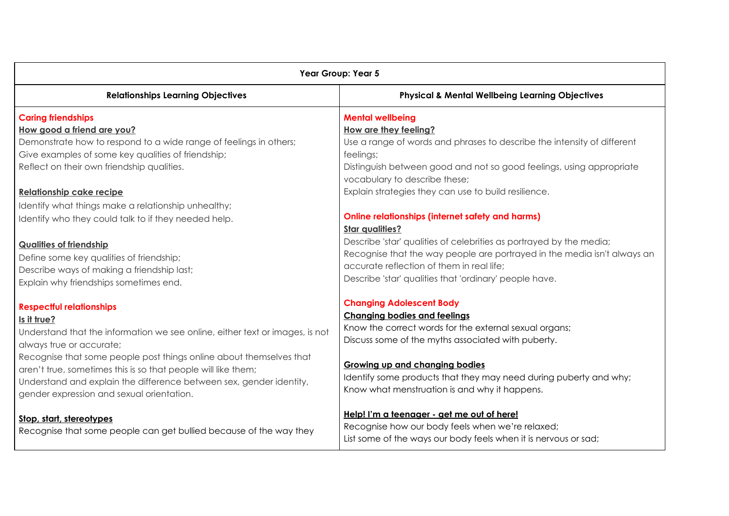| Year Group: Year 5 | |
|---|---|
| **Relationships Learning Objectives** | **Physical & Mental Wellbeing Learning Objectives** |
| **Caring friendships**<br>**How good a friend are you?**<br>Demonstrate how to respond to a wide range of feelings in others;<br>Give examples of some key qualities of friendship;<br>Reflect on their own friendship qualities.<br><br>**Relationship cake recipe**<br>Identify what things make a relationship unhealthy;<br>Identify who they could talk to if they needed help.<br><br>**Qualities of friendship**<br>Define some key qualities of friendship;<br>Describe ways of making a friendship last;<br>Explain why friendships sometimes end.<br><br>**Respectful relationships**<br>**Is it true?**<br>Understand that the information we see online, either text or images, is not always true or accurate;<br>Recognise that some people post things online about themselves that aren't true, sometimes this is so that people will like them;<br>Understand and explain the difference between sex, gender identity, gender expression and sexual orientation.<br><br>**Stop, start, stereotypes**<br>Recognise that some people can get bullied because of the way they | **Mental wellbeing**<br>**How are they feeling?**<br>Use a range of words and phrases to describe the intensity of different feelings;<br>Distinguish between good and not so good feelings, using appropriate vocabulary to describe these;<br>Explain strategies they can use to build resilience.<br><br>**Online relationships (internet safety and harms)**<br>**Star qualities?**<br>Describe 'star' qualities of celebrities as portrayed by the media;<br>Recognise that the way people are portrayed in the media isn't always an accurate reflection of them in real life;<br>Describe 'star' qualities that 'ordinary' people have.<br><br>**Changing Adolescent Body**<br>**Changing bodies and feelings**<br>Know the correct words for the external sexual organs;<br>Discuss some of the myths associated with puberty.<br><br>**Growing up and changing bodies**<br>Identify some products that they may need during puberty and why;<br>Know what menstruation is and why it happens.<br><br>**Help! I'm a teenager - get me out of here!**<br>Recognise how our body feels when we're relaxed;<br>List some of the ways our body feels when it is nervous or sad; |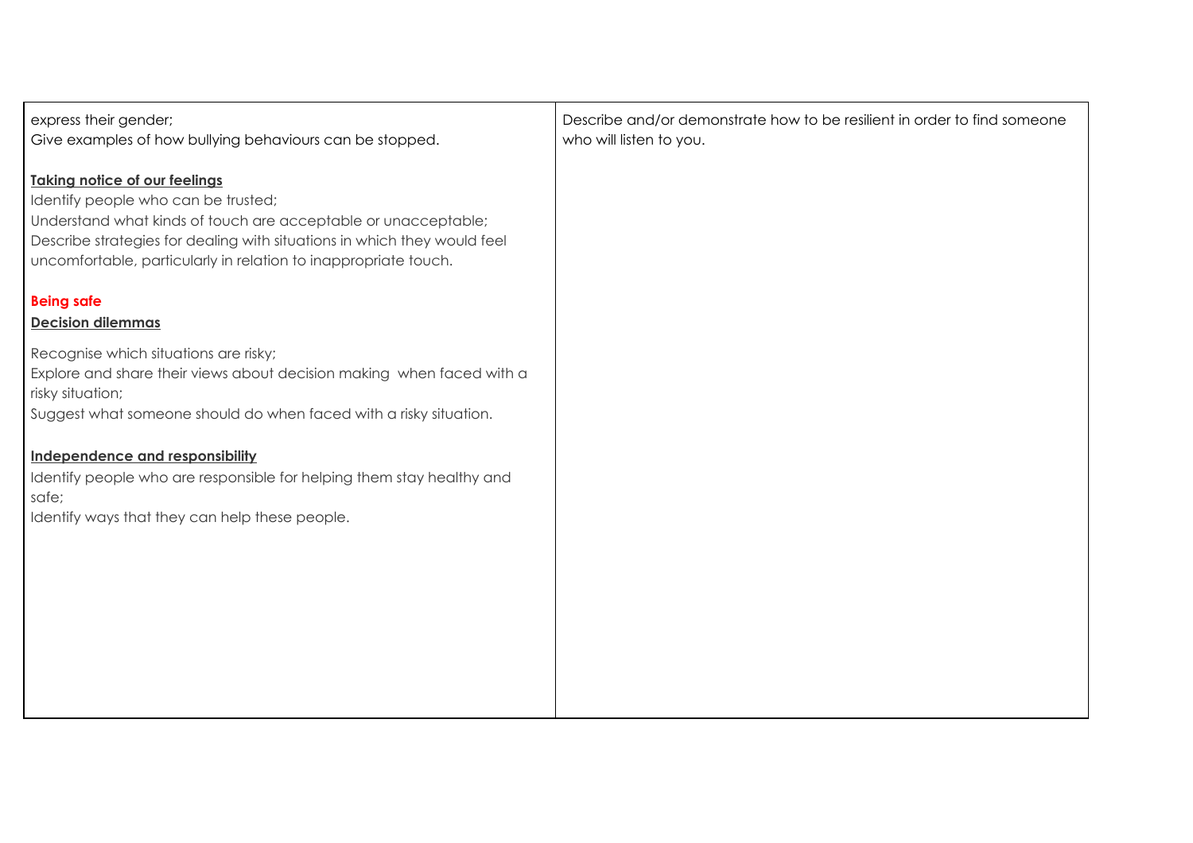| | |
|---|---|
| express their gender;<br>Give examples of how bullying behaviours can be stopped.<br><br>**Taking notice of our feelings**<br>Identify people who can be trusted;<br>Understand what kinds of touch are acceptable or unacceptable;<br>Describe strategies for dealing with situations in which they would feel uncomfortable, particularly in relation to inappropriate touch.<br><br>**Being safe**<br>**Decision dilemmas**<br><br>Recognise which situations are risky;<br>Explore and share their views about decision making  when faced with a risky situation;<br>Suggest what someone should do when faced with a risky situation.<br><br>**Independence and responsibility**<br>Identify people who are responsible for helping them stay healthy and safe;<br>Identify ways that they can help these people. | Describe and/or demonstrate how to be resilient in order to find someone who will listen to you. |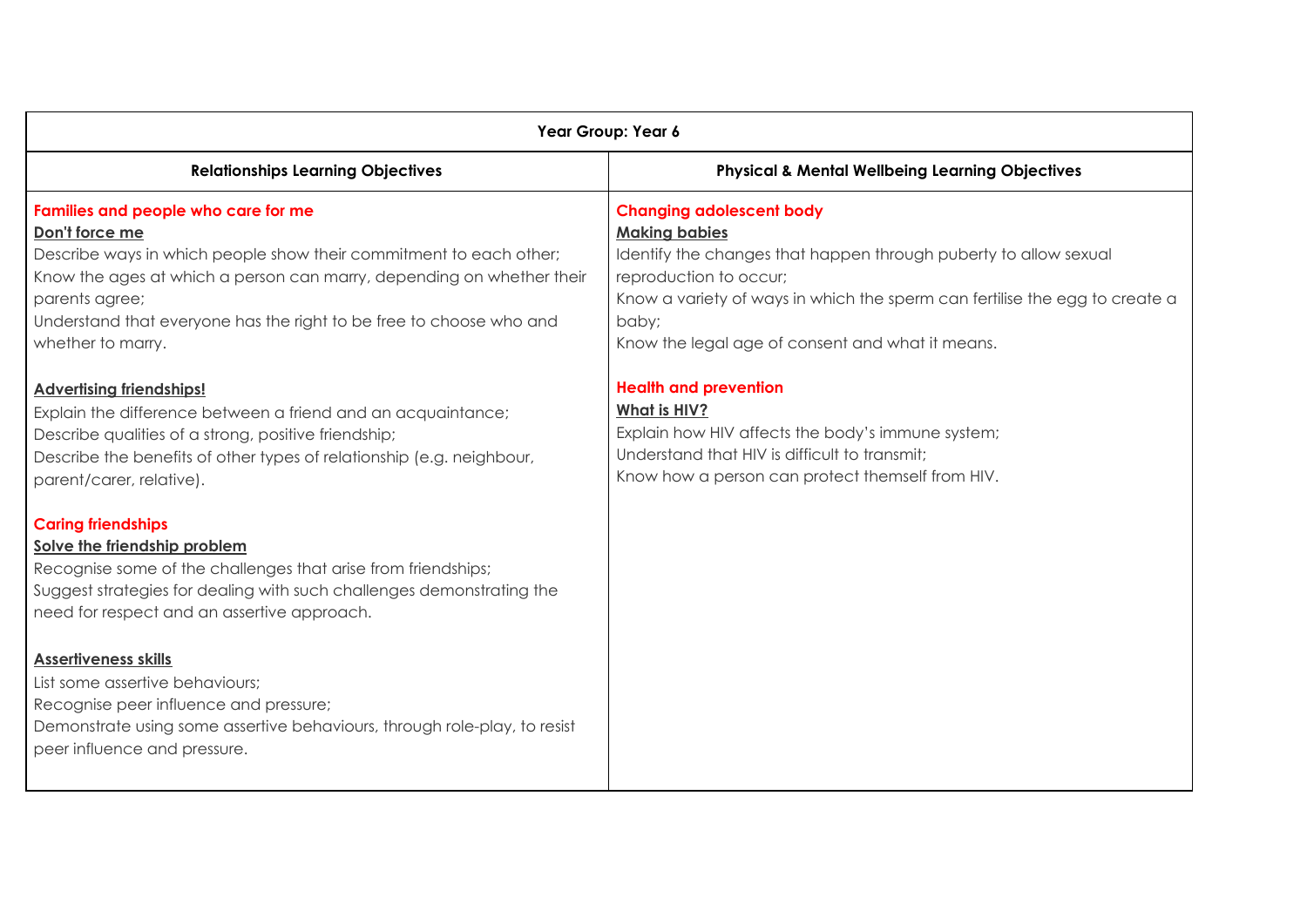| Year Group: Year 6 | |
|---|---|
| **Relationships Learning Objectives** | **Physical & Mental Wellbeing Learning Objectives** |
| **Families and people who care for me**<br>**Don't force me**<br>Describe ways in which people show their commitment to each other;<br>Know the ages at which a person can marry, depending on whether their parents agree;<br>Understand that everyone has the right to be free to choose who and whether to marry.<br><br>**Advertising friendships!**<br>Explain the difference between a friend and an acquaintance;<br>Describe qualities of a strong, positive friendship;<br>Describe the benefits of other types of relationship (e.g. neighbour, parent/carer, relative).<br><br>**Caring friendships**<br>**Solve the friendship problem**<br>Recognise some of the challenges that arise from friendships;<br>Suggest strategies for dealing with such challenges demonstrating the need for respect and an assertive approach.<br><br>**Assertiveness skills**<br>List some assertive behaviours;<br>Recognise peer influence and pressure;<br>Demonstrate using some assertive behaviours, through role-play, to resist peer influence and pressure. | **Changing adolescent body**<br>**Making babies**<br>Identify the changes that happen through puberty to allow sexual reproduction to occur;<br>Know a variety of ways in which the sperm can fertilise the egg to create a baby;<br>Know the legal age of consent and what it means.<br><br>**Health and prevention**<br>**What is HIV?**<br>Explain how HIV affects the body's immune system;<br>Understand that HIV is difficult to transmit;<br>Know how a person can protect themself from HIV. |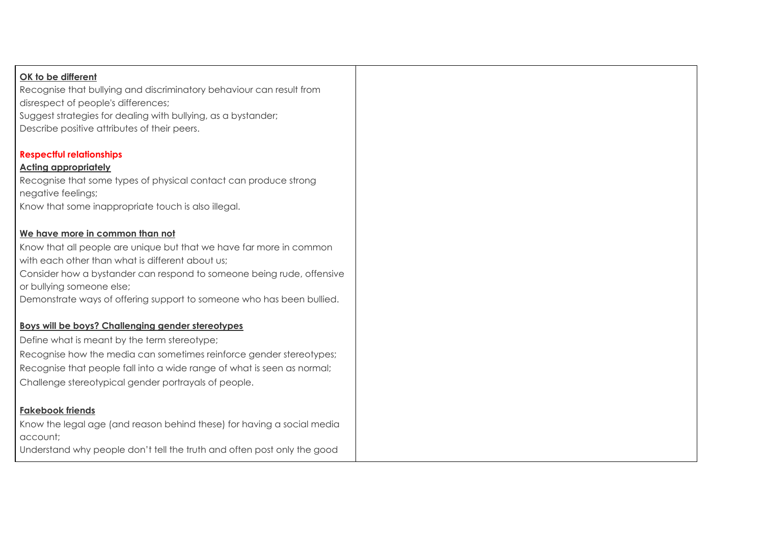| | |
|---|---|
| **OK to be different**<br>Recognise that bullying and discriminatory behaviour can result from disrespect of people's differences;<br>Suggest strategies for dealing with bullying, as a bystander;<br>Describe positive attributes of their peers.<br><br>**Respectful relationships**<br>**Acting appropriately**<br>Recognise that some types of physical contact can produce strong negative feelings;<br>Know that some inappropriate touch is also illegal.<br><br>**We have more in common than not**<br>Know that all people are unique but that we have far more in common with each other than what is different about us;<br>Consider how a bystander can respond to someone being rude, offensive or bullying someone else;<br>Demonstrate ways of offering support to someone who has been bullied.<br><br>**Boys will be boys? Challenging gender stereotypes**<br>Define what is meant by the term stereotype;<br>Recognise how the media can sometimes reinforce gender stereotypes;<br>Recognise that people fall into a wide range of what is seen as normal;<br>Challenge stereotypical gender portrayals of people.<br><br>**Fakebook friends**<br>Know the legal age (and reason behind these) for having a social media account;<br>Understand why people don't tell the truth and often post only the good | |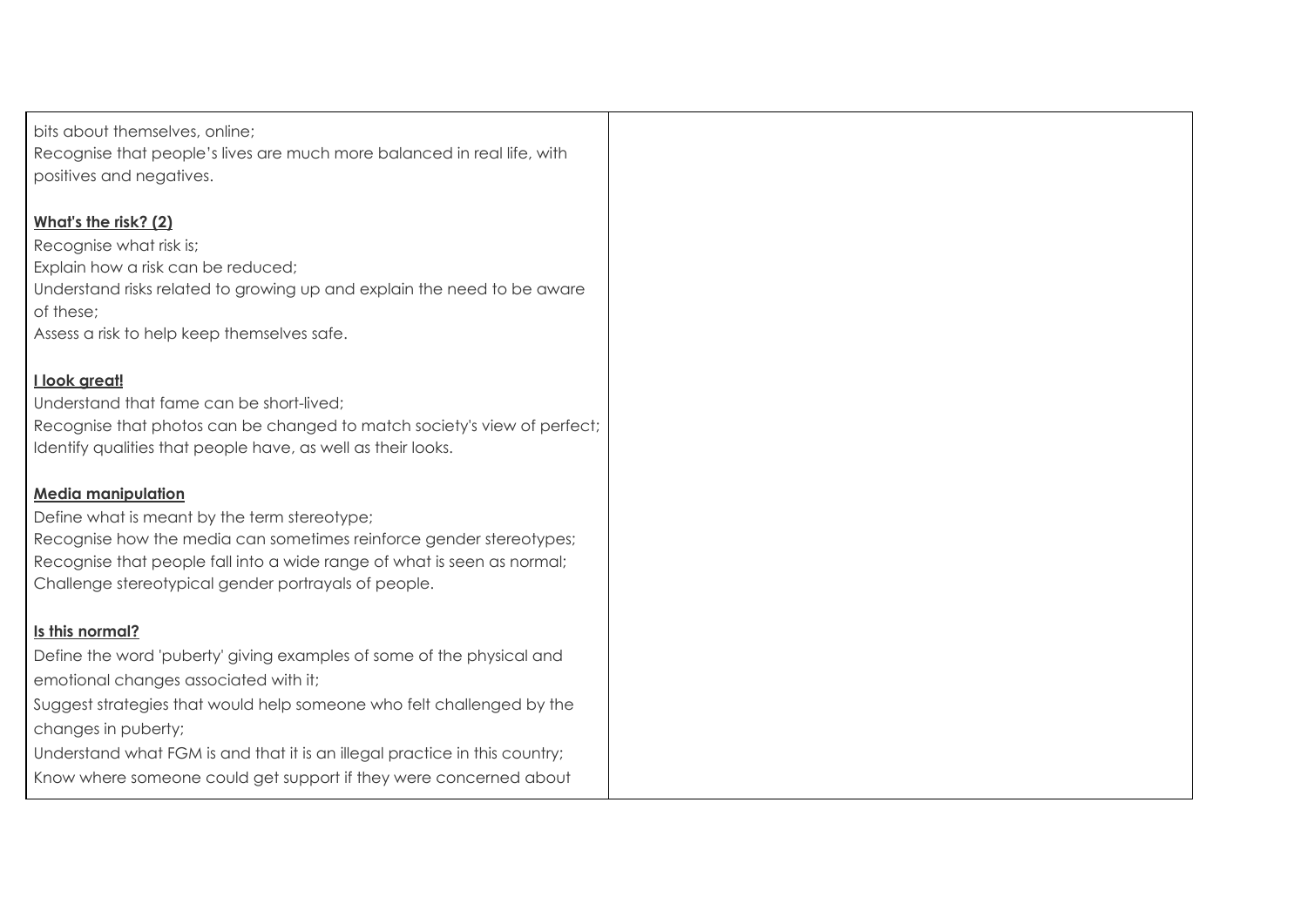| | |
|---|---|
| bits about themselves, online;<br>Recognise that people's lives are much more balanced in real life, with positives and negatives.<br><br>**What's the risk? (2)**<br>Recognise what risk is;<br>Explain how a risk can be reduced;<br>Understand risks related to growing up and explain the need to be aware of these;<br>Assess a risk to help keep themselves safe.<br><br>**I look great!**<br>Understand that fame can be short-lived;<br>Recognise that photos can be changed to match society's view of perfect;<br>Identify qualities that people have, as well as their looks.<br><br>**Media manipulation**<br>Define what is meant by the term stereotype;<br>Recognise how the media can sometimes reinforce gender stereotypes;<br>Recognise that people fall into a wide range of what is seen as normal;<br>Challenge stereotypical gender portrayals of people.<br><br>**Is this normal?**<br>Define the word 'puberty' giving examples of some of the physical and emotional changes associated with it;<br>Suggest strategies that would help someone who felt challenged by the changes in puberty;<br>Understand what FGM is and that it is an illegal practice in this country;<br>Know where someone could get support if they were concerned about | |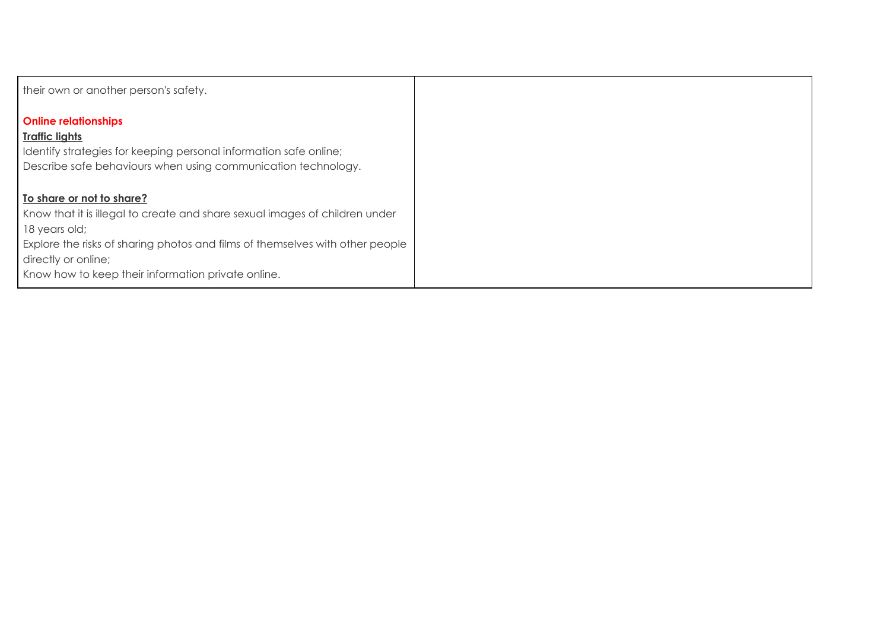| | |
|---|---|
| their own or another person's safety.<br><br>**Online relationships**<br>**Traffic lights**<br>Identify strategies for keeping personal information safe online;<br>Describe safe behaviours when using communication technology.<br><br>**To share or not to share?**<br>Know that it is illegal to create and share sexual images of children under 18 years old;<br>Explore the risks of sharing photos and films of themselves with other people directly or online;<br>Know how to keep their information private online. | |